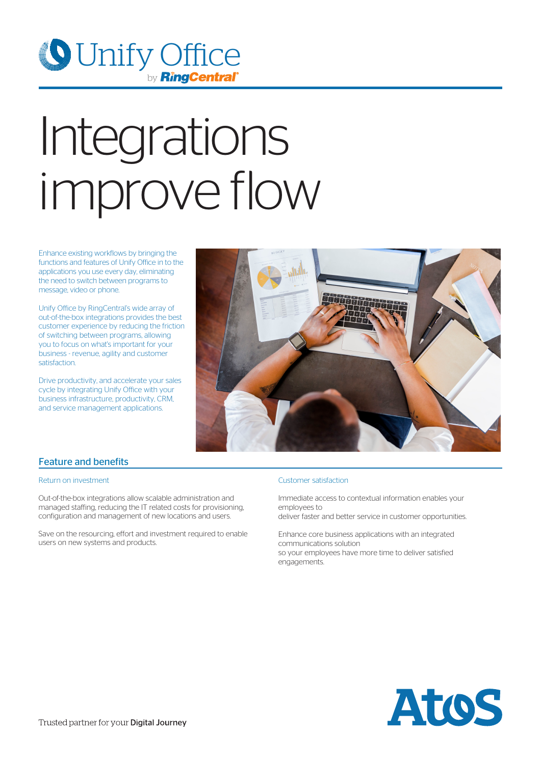Unify Office by RingCentral

# Integrations improve flow

Enhance existing workflows by bringing the functions and features of Unify Office in to the applications you use every day, eliminating the need to switch between programs to message, video or phone.

Unify Office by RingCentral's wide array of out-of-the-box integrations provides the best customer experience by reducing the friction of switching between programs, allowing you to focus on what's important for your business - revenue, agility and customer satisfaction.

Drive productivity, and accelerate your sales cycle by integrating Unify Office with your business infrastructure, productivity, CRM, and service management applications.

## Feature and benefits

### Return on investment

Out-of-the-box integrations allow scalable administration and managed staffing, reducing the IT related costs for provisioning, configuration and management of new locations and users.

Save on the resourcing, effort and investment required to enable users on new systems and products.

### Customer satisfaction

Immediate access to contextual information enables your employees to
deliver faster and better service in customer opportunities.

Enhance core business applications with an integrated communications solution
so your employees have more time to deliver satisfied engagements.

Trusted partner for your Digital Journey

Atos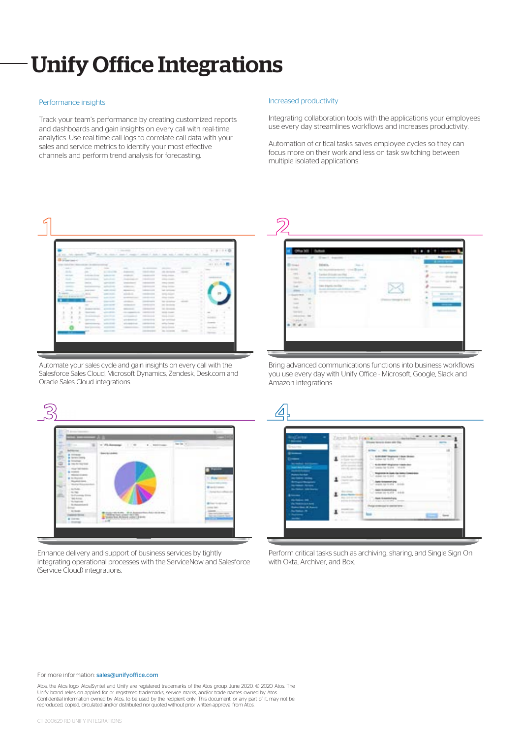# Unify Office Integrations

Performance insights

Track your team's performance by creating customized reports and dashboards and gain insights on every call with real-time analytics. Use real-time call logs to correlate call data with your sales and service metrics to identify your most effective channels and perform trend analysis for forecasting.

Increased productivity

Integrating collaboration tools with the applications your employees use every day streamlines workflows and increases productivity.

Automation of critical tasks saves employee cycles so they can focus more on their work and less on task switching between multiple isolated applications.

1

Automate your sales cycle and gain insights on every call with the Salesforce Sales Cloud, Microsoft Dynamics, Zendesk, Desk.com and Oracle Sales Cloud integrations

2

Bring advanced communications functions into business workflows you use every day with Unify Office - Microsoft, Google, Slack and Amazon integrations.

3

Enhance delivery and support of business services by tightly integrating operational processes with the ServiceNow and Salesforce (Service Cloud) integrations.

4

Perform critical tasks such as archiving, sharing, and Single Sign On with Okta, Archiver, and Box.

For more information: sales@unifyoffice.com

Atos, the Atos logo, Atos|Syntel, and Unify are registered trademarks of the Atos group. June 2020. © 2020 Atos. The Unify brand relies on applied for or registered trademarks, service marks, and/or trade names owned by Atos. Confidential information owned by Atos, to be used by the recipient only. This document, or any part of it, may not be reproduced, copied, circulated and/or distributed nor quoted without prior written approval from Atos.

CT-200629-RD-UNIFY-INTEGRATIONS